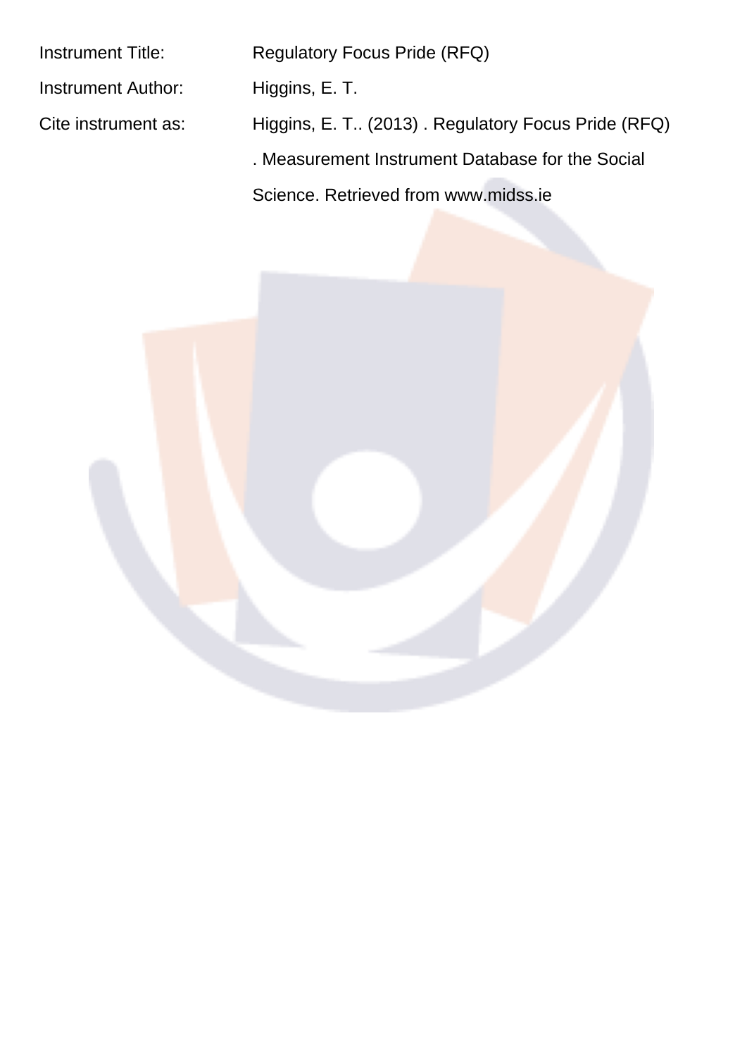Instrument Title: Regulatory Focus Pride (RFQ)

Instrument Author: Higgins, E. T.

Cite instrument as: Higgins, E. T.. (2013) . Regulatory Focus Pride (RFQ) . Measurement Instrument Database for the Social Science. Retrieved from www.midss.ie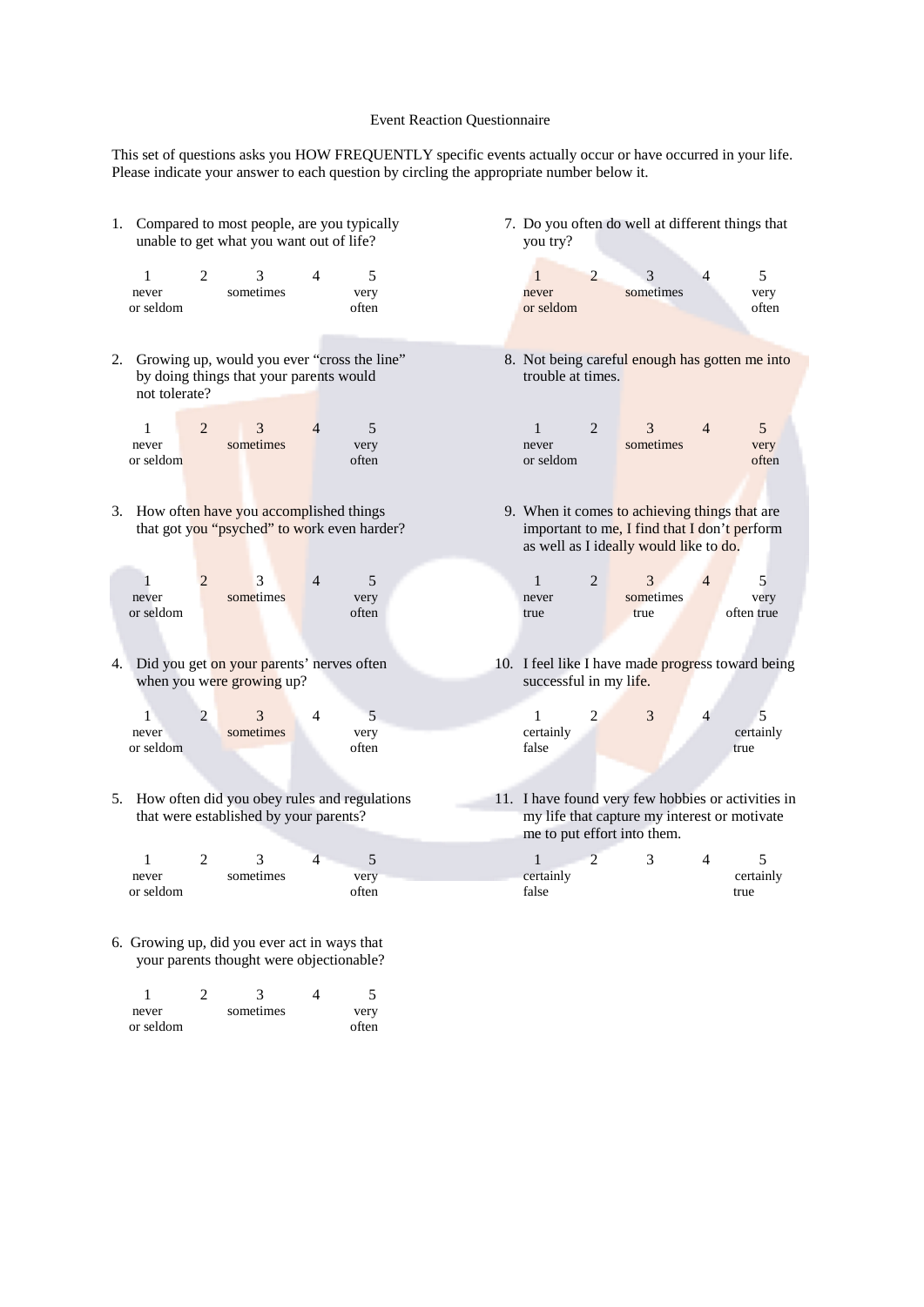# Event Reaction Questionnaire

This set of questions asks you HOW FREQUENTLY specific events actually occur or have occurred in your life. Please indicate your answer to each question by circling the appropriate number below it.

1. Compared to most people, are you typically unable to get what you want out of life?

| 1 | 2 | 3 | 4 | 5 |
|---|---|---|---|---|
| never or seldom | | sometimes | | very often |

2. Growing up, would you ever "cross the line" by doing things that your parents would not tolerate?

| 1 | 2 | 3 | 4 | 5 |
|---|---|---|---|---|
| never or seldom | | sometimes | | very often |

3. How often have you accomplished things that got you "psyched" to work even harder?

| 1 | 2 | 3 | 4 | 5 |
|---|---|---|---|---|
| never or seldom | | sometimes | | very often |

4. Did you get on your parents' nerves often when you were growing up?

| 1 | 2 | 3 | 4 | 5 |
|---|---|---|---|---|
| never or seldom | | sometimes | | very often |

5. How often did you obey rules and regulations that were established by your parents?

| 1 | 2 | 3 | 4 | 5 |
|---|---|---|---|---|
| never or seldom | | sometimes | | very often |

6. Growing up, did you ever act in ways that your parents thought were objectionable?

| 1 | 2 | 3 | 4 | 5 |
|---|---|---|---|---|
| never or seldom | | sometimes | | very often |

7. Do you often do well at different things that you try?

| 1 | 2 | 3 | 4 | 5 |
|---|---|---|---|---|
| never or seldom | | sometimes | | very often |

8. Not being careful enough has gotten me into trouble at times.

| 1 | 2 | 3 | 4 | 5 |
|---|---|---|---|---|
| never or seldom | | sometimes | | very often |

9. When it comes to achieving things that are important to me, I find that I don't perform as well as I ideally would like to do.

| 1 | 2 | 3 | 4 | 5 |
|---|---|---|---|---|
| never true | | sometimes true | | very often true |

10. I feel like I have made progress toward being successful in my life.

| 1 | 2 | 3 | 4 | 5 |
|---|---|---|---|---|
| certainly false | | | | certainly true |

11. I have found very few hobbies or activities in my life that capture my interest or motivate me to put effort into them.

| 1 | 2 | 3 | 4 | 5 |
|---|---|---|---|---|
| certainly false | | | | certainly true |